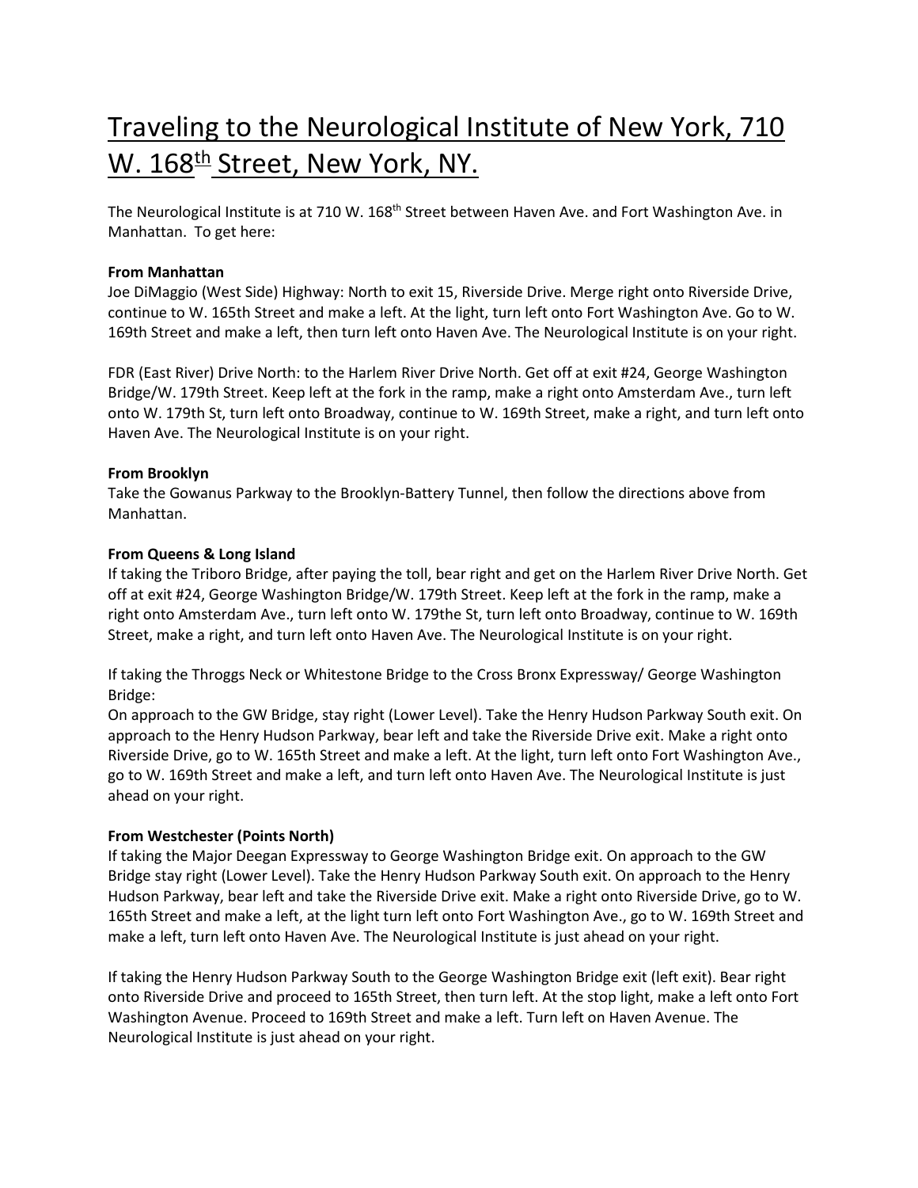# Traveling to the Neurological Institute of New York, 710 W. 168th Street, New York, NY.

The Neurological Institute is at 710 W. 168th Street between Haven Ave. and Fort Washington Ave. in Manhattan. To get here:

**From Manhattan**

Joe DiMaggio (West Side) Highway: North to exit 15, Riverside Drive. Merge right onto Riverside Drive, continue to W. 165th Street and make a left. At the light, turn left onto Fort Washington Ave. Go to W. 169th Street and make a left, then turn left onto Haven Ave. The Neurological Institute is on your right.

FDR (East River) Drive North: to the Harlem River Drive North. Get off at exit #24, George Washington Bridge/W. 179th Street. Keep left at the fork in the ramp, make a right onto Amsterdam Ave., turn left onto W. 179th St, turn left onto Broadway, continue to W. 169th Street, make a right, and turn left onto Haven Ave. The Neurological Institute is on your right.

**From Brooklyn**

Take the Gowanus Parkway to the Brooklyn-Battery Tunnel, then follow the directions above from Manhattan.

**From Queens & Long Island**

If taking the Triboro Bridge, after paying the toll, bear right and get on the Harlem River Drive North. Get off at exit #24, George Washington Bridge/W. 179th Street. Keep left at the fork in the ramp, make a right onto Amsterdam Ave., turn left onto W. 179the St, turn left onto Broadway, continue to W. 169th Street, make a right, and turn left onto Haven Ave. The Neurological Institute is on your right.

If taking the Throggs Neck or Whitestone Bridge to the Cross Bronx Expressway/ George Washington Bridge:

On approach to the GW Bridge, stay right (Lower Level). Take the Henry Hudson Parkway South exit. On approach to the Henry Hudson Parkway, bear left and take the Riverside Drive exit. Make a right onto Riverside Drive, go to W. 165th Street and make a left. At the light, turn left onto Fort Washington Ave., go to W. 169th Street and make a left, and turn left onto Haven Ave. The Neurological Institute is just ahead on your right.

**From Westchester (Points North)**

If taking the Major Deegan Expressway to George Washington Bridge exit. On approach to the GW Bridge stay right (Lower Level). Take the Henry Hudson Parkway South exit. On approach to the Henry Hudson Parkway, bear left and take the Riverside Drive exit. Make a right onto Riverside Drive, go to W. 165th Street and make a left, at the light turn left onto Fort Washington Ave., go to W. 169th Street and make a left, turn left onto Haven Ave. The Neurological Institute is just ahead on your right.

If taking the Henry Hudson Parkway South to the George Washington Bridge exit (left exit). Bear right onto Riverside Drive and proceed to 165th Street, then turn left. At the stop light, make a left onto Fort Washington Avenue. Proceed to 169th Street and make a left. Turn left on Haven Avenue. The Neurological Institute is just ahead on your right.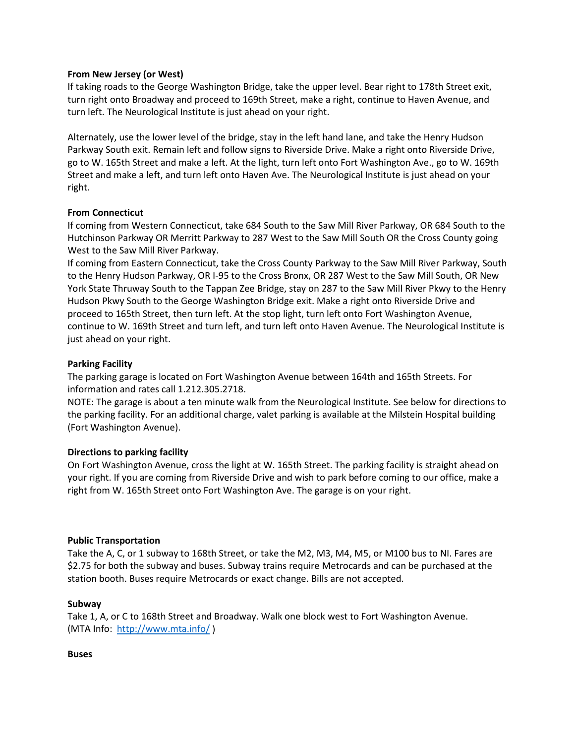**From New Jersey (or West)**

If taking roads to the George Washington Bridge, take the upper level. Bear right to 178th Street exit, turn right onto Broadway and proceed to 169th Street, make a right, continue to Haven Avenue, and turn left. The Neurological Institute is just ahead on your right.

Alternately, use the lower level of the bridge, stay in the left hand lane, and take the Henry Hudson Parkway South exit. Remain left and follow signs to Riverside Drive. Make a right onto Riverside Drive, go to W. 165th Street and make a left. At the light, turn left onto Fort Washington Ave., go to W. 169th Street and make a left, and turn left onto Haven Ave. The Neurological Institute is just ahead on your right.

**From Connecticut**

If coming from Western Connecticut, take 684 South to the Saw Mill River Parkway, OR 684 South to the Hutchinson Parkway OR Merritt Parkway to 287 West to the Saw Mill South OR the Cross County going West to the Saw Mill River Parkway.

If coming from Eastern Connecticut, take the Cross County Parkway to the Saw Mill River Parkway, South to the Henry Hudson Parkway, OR I-95 to the Cross Bronx, OR 287 West to the Saw Mill South, OR New York State Thruway South to the Tappan Zee Bridge, stay on 287 to the Saw Mill River Pkwy to the Henry Hudson Pkwy South to the George Washington Bridge exit. Make a right onto Riverside Drive and proceed to 165th Street, then turn left. At the stop light, turn left onto Fort Washington Avenue, continue to W. 169th Street and turn left, and turn left onto Haven Avenue. The Neurological Institute is just ahead on your right.

**Parking Facility**

The parking garage is located on Fort Washington Avenue between 164th and 165th Streets. For information and rates call 1.212.305.2718.

NOTE: The garage is about a ten minute walk from the Neurological Institute. See below for directions to the parking facility. For an additional charge, valet parking is available at the Milstein Hospital building (Fort Washington Avenue).

**Directions to parking facility**

On Fort Washington Avenue, cross the light at W. 165th Street. The parking facility is straight ahead on your right. If you are coming from Riverside Drive and wish to park before coming to our office, make a right from W. 165th Street onto Fort Washington Ave. The garage is on your right.

**Public Transportation**

Take the A, C, or 1 subway to 168th Street, or take the M2, M3, M4, M5, or M100 bus to NI. Fares are $2.75 for both the subway and buses. Subway trains require Metrocards and can be purchased at the station booth. Buses require Metrocards or exact change. Bills are not accepted.

**Subway**

Take 1, A, or C to 168th Street and Broadway. Walk one block west to Fort Washington Avenue. (MTA Info: [http://www.mta.info/](http://www.mta.info/) )

**Buses**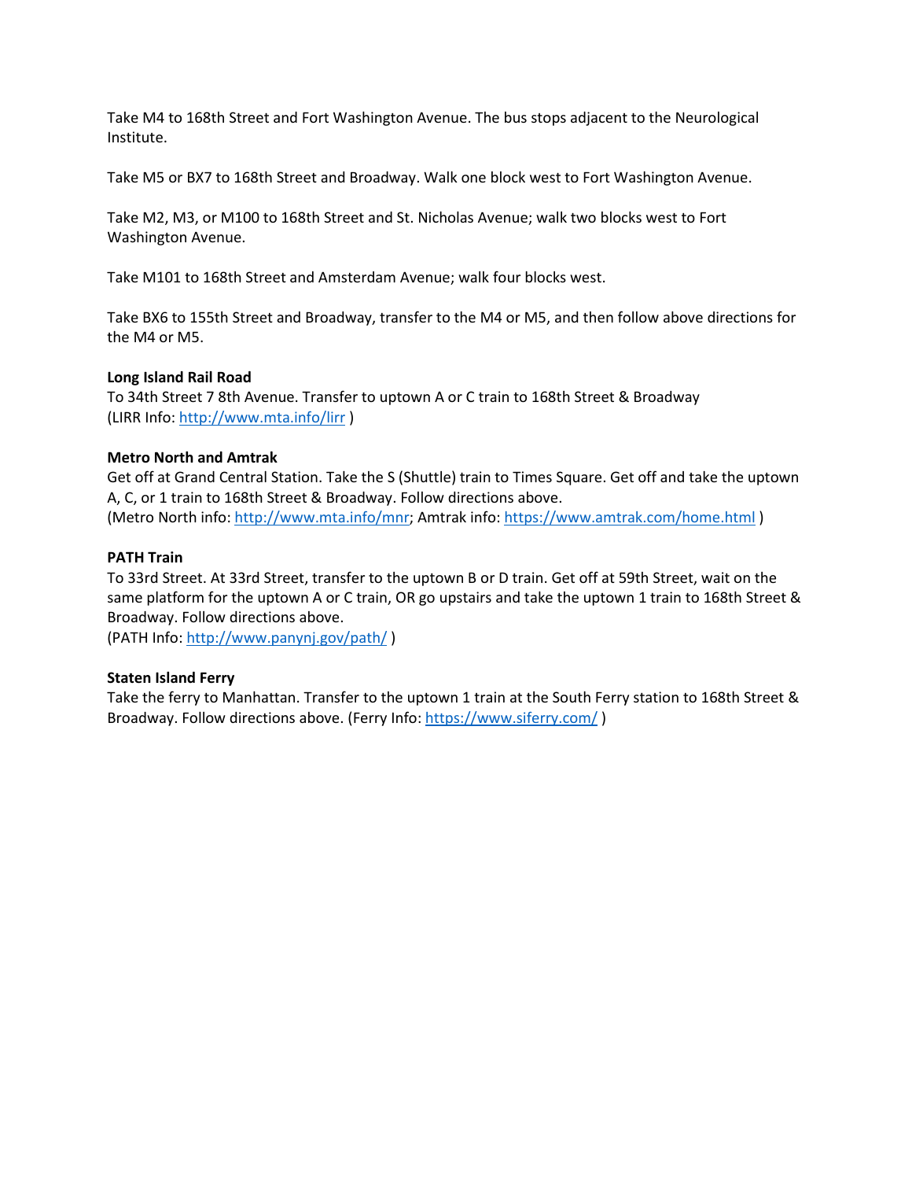Take M4 to 168th Street and Fort Washington Avenue. The bus stops adjacent to the Neurological Institute.

Take M5 or BX7 to 168th Street and Broadway. Walk one block west to Fort Washington Avenue.

Take M2, M3, or M100 to 168th Street and St. Nicholas Avenue; walk two blocks west to Fort Washington Avenue.

Take M101 to 168th Street and Amsterdam Avenue; walk four blocks west.

Take BX6 to 155th Street and Broadway, transfer to the M4 or M5, and then follow above directions for the M4 or M5.

**Long Island Rail Road**
To 34th Street 7 8th Avenue. Transfer to uptown A or C train to 168th Street & Broadway
(LIRR Info: [http://www.mta.info/lirr](http://www.mta.info/lirr) )

**Metro North and Amtrak**
Get off at Grand Central Station. Take the S (Shuttle) train to Times Square. Get off and take the uptown A, C, or 1 train to 168th Street & Broadway. Follow directions above.
(Metro North info: [http://www.mta.info/mnr](http://www.mta.info/mnr); Amtrak info: [https://www.amtrak.com/home.html](https://www.amtrak.com/home.html) )

**PATH Train**
To 33rd Street. At 33rd Street, transfer to the uptown B or D train. Get off at 59th Street, wait on the same platform for the uptown A or C train, OR go upstairs and take the uptown 1 train to 168th Street & Broadway. Follow directions above.
(PATH Info: [http://www.panynj.gov/path/](http://www.panynj.gov/path/) )

**Staten Island Ferry**
Take the ferry to Manhattan. Transfer to the uptown 1 train at the South Ferry station to 168th Street & Broadway. Follow directions above. (Ferry Info: [https://www.siferry.com/](https://www.siferry.com/) )